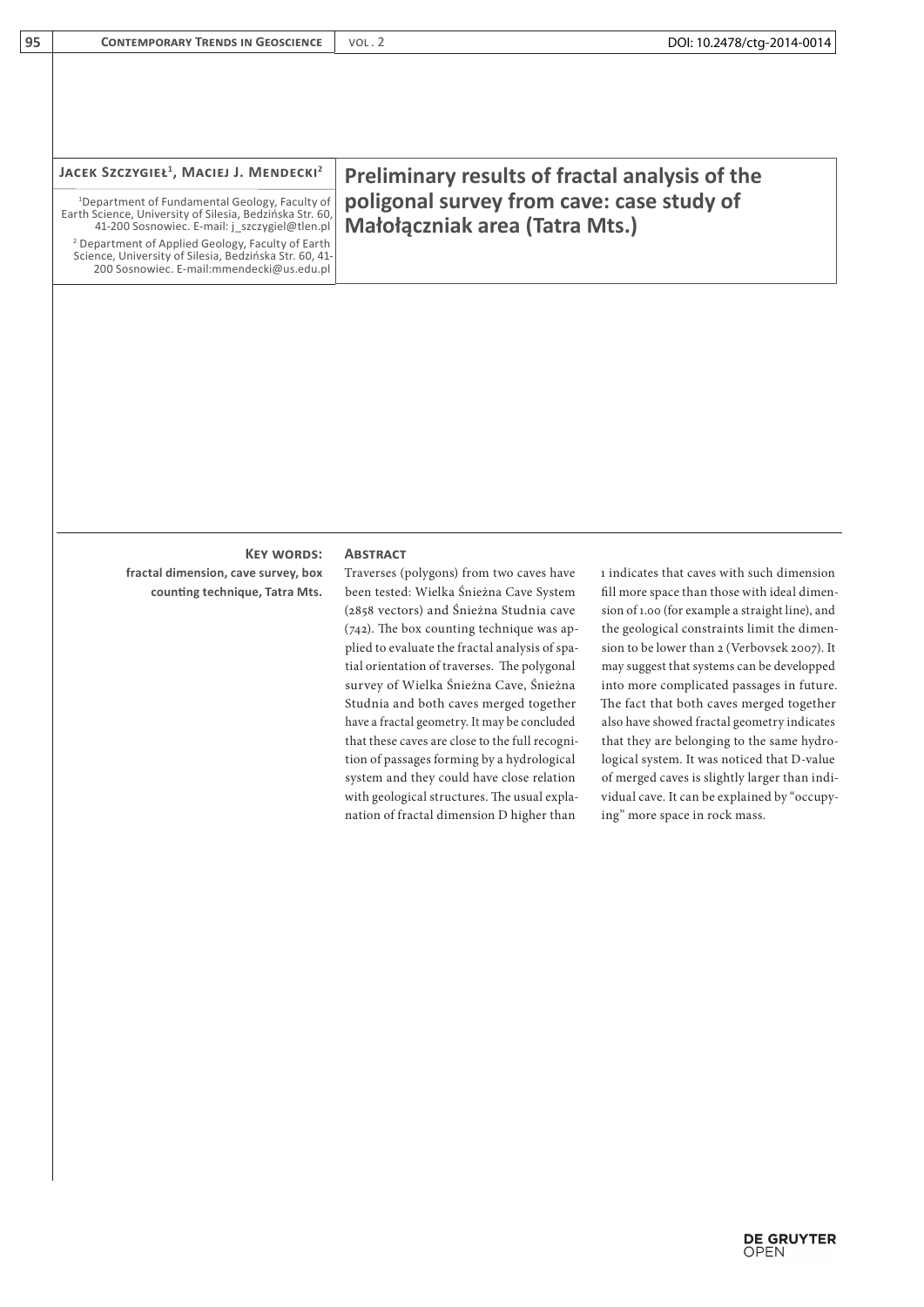**Jacek Szczygieł[1], Maciej J. Mendecki[2]**

[1]Department of Fundamental Geology, Faculty of Earth Science, University of Silesia, Bedzińska Str. 60, 41-200 Sosnowiec. E-mail: j_szczygiel@tlen.pl

[2] Department of Applied Geology, Faculty of Earth Science, University of Silesia, Bedzińska Str. 60, 41-200 Sosnowiec. E-mail:mmendecki@us.edu.pl

# Preliminary results of fractal analysis of the poligonal survey from cave: case study of Małołączniak area (Tatra Mts.)

**Key words:** fractal dimension, cave survey, box counting technique, Tatra Mts.

## Abstract

Traverses (polygons) from two caves have been tested: Wielka Śnieżna Cave System (2858 vectors) and Śnieżna Studnia cave (742). The box counting technique was applied to evaluate the fractal analysis of spatial orientation of traverses. The polygonal survey of Wielka Śnieżna Cave, Śnieżna Studnia and both caves merged together have a fractal geometry. It may be concluded that these caves are close to the full recognition of passages forming by a hydrological system and they could have close relation with geological structures. The usual explanation of fractal dimension D higher than 1 indicates that caves with such dimension fill more space than those with ideal dimension of 1.00 (for example a straight line), and the geological constraints limit the dimension to be lower than 2 (Verbovsek 2007). It may suggest that systems can be developped into more complicated passages in future. The fact that both caves merged together also have showed fractal geometry indicates that they are belonging to the same hydrological system. It was noticed that D-value of merged caves is slightly larger than individual cave. It can be explained by "occupying" more space in rock mass.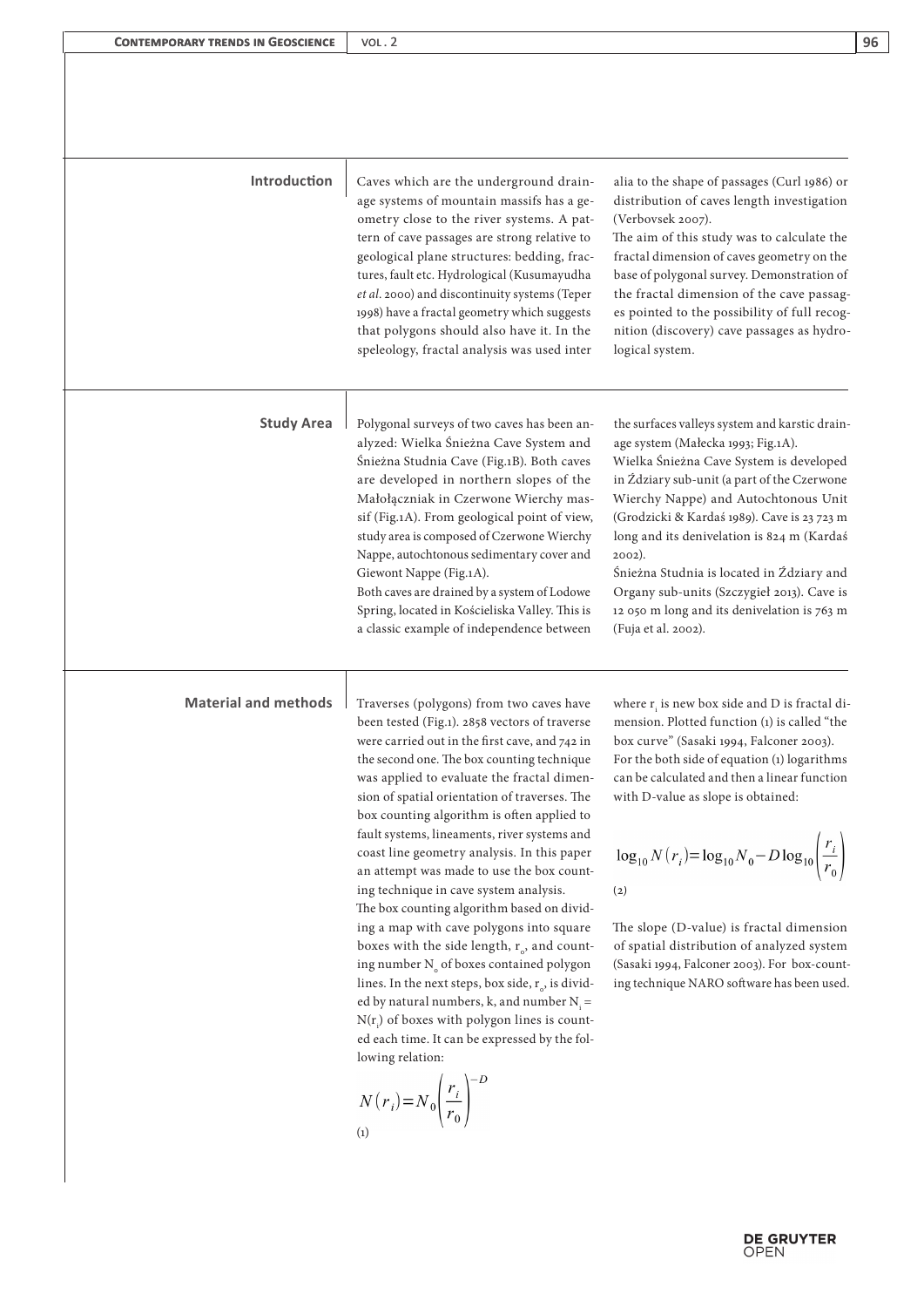## Introduction

Caves which are the underground drainage systems of mountain massifs has a geometry close to the river systems. A pattern of cave passages are strong relative to geological plane structures: bedding, fractures, fault etc. Hydrological (Kusumayudha *et al*. 2000) and discontinuity systems (Teper 1998) have a fractal geometry which suggests that polygons should also have it. In the speleology, fractal analysis was used inter alia to the shape of passages (Curl 1986) or distribution of caves length investigation (Verbovsek 2007).

The aim of this study was to calculate the fractal dimension of caves geometry on the base of polygonal survey. Demonstration of the fractal dimension of the cave passages pointed to the possibility of full recognition (discovery) cave passages as hydrological system.

## Study Area

Polygonal surveys of two caves has been analyzed: Wielka Śnieżna Cave System and Śnieżna Studnia Cave (Fig.1B). Both caves are developed in northern slopes of the Małołączniak in Czerwone Wierchy massif (Fig.1A). From geological point of view, study area is composed of Czerwone Wierchy Nappe, autochtonous sedimentary cover and Giewont Nappe (Fig.1A).

Both caves are drained by a system of Lodowe Spring, located in Kościeliska Valley. This is a classic example of independence between the surfaces valleys system and karstic drainage system (Małecka 1993; Fig.1A).

Wielka Śnieżna Cave System is developed in Żdziary sub-unit (a part of the Czerwone Wierchy Nappe) and Autochtonous Unit (Grodzicki & Kardaś 1989). Cave is 23 723 m long and its denivelation is 824 m (Kardaś 2002).

Śnieżna Studnia is located in Żdziary and Organy sub-units (Szczygieł 2013). Cave is 12 050 m long and its denivelation is 763 m (Fuja et al. 2002).

## Material and methods

Traverses (polygons) from two caves have been tested (Fig.1). 2858 vectors of traverse were carried out in the first cave, and 742 in the second one. The box counting technique was applied to evaluate the fractal dimension of spatial orientation of traverses. The box counting algorithm is often applied to fault systems, lineaments, river systems and coast line geometry analysis. In this paper an attempt was made to use the box counting technique in cave system analysis.

The box counting algorithm based on dividing a map with cave polygons into square boxes with the side length, $r_o$, and counting number $N_o$ of boxes contained polygon lines. In the next steps, box side, $r_o$, is divided by natural numbers, k, and number $N_i = N(r_i)$ of boxes with polygon lines is counted each time. It can be expressed by the following relation:

$$N(r_i) = N_0 \left( \frac{r_i}{r_0} \right)^{-D} \quad (1)$$

where $r_i$ is new box side and D is fractal dimension. Plotted function (1) is called "the box curve" (Sasaki 1994, Falconer 2003). For the both side of equation (1) logarithms can be calculated and then a linear function with D-value as slope is obtained:

$$\log_{10} N(r_i) = \log_{10} N_0 - D \log_{10} \left( \frac{r_i}{r_0} \right) \quad (2)$$

The slope (D-value) is fractal dimension of spatial distribution of analyzed system (Sasaki 1994, Falconer 2003). For box-counting technique NARO software has been used.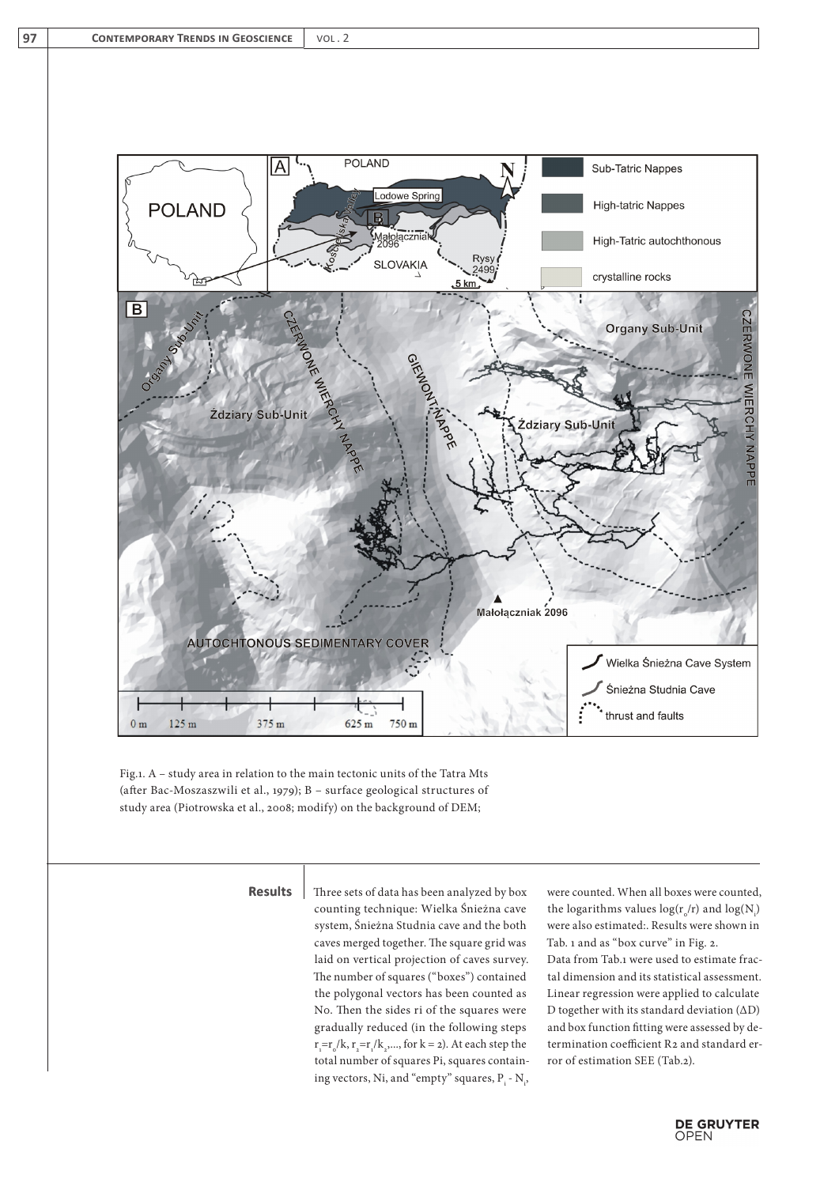Fig.1. A – study area in relation to the main tectonic units of the Tatra Mts (after Bac-Moszaszwili et al., 1979); B – surface geological structures of study area (Piotrowska et al., 2008; modify) on the background of DEM;

## Results

Three sets of data has been analyzed by box counting technique: Wielka Śnieżna cave system, Śnieżna Studnia cave and the both caves merged together. The square grid was laid on vertical projection of caves survey. The number of squares ("boxes") contained the polygonal vectors has been counted as No. Then the sides ri of the squares were gradually reduced (in the following steps $r_1=r_0/k$, $r_2=r_1/k_2$,..., for k = 2). At each step the total number of squares Pi, squares containing vectors, Ni, and "empty" squares, $P_i - N_i$, were counted. When all boxes were counted, the logarithms values $\log(r_o/r)$ and $\log(N_i)$ were also estimated:. Results were shown in Tab. 1 and as "box curve" in Fig. 2.

Data from Tab.1 were used to estimate fractal dimension and its statistical assessment. Linear regression were applied to calculate D together with its standard deviation (ΔD) and box function fitting were assessed by determination coefficient R2 and standard error of estimation SEE (Tab.2).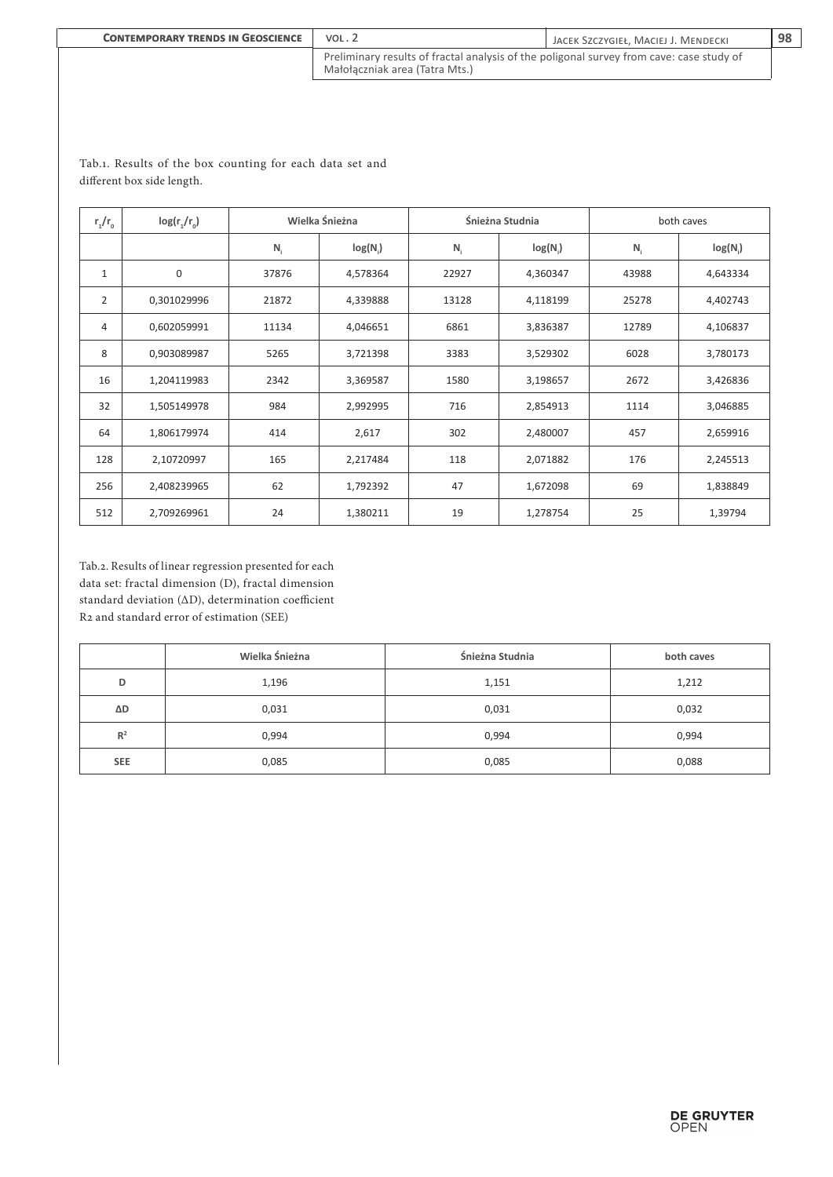Tab.1. Results of the box counting for each data set and different box side length.

| $r_1/r_0$ | $log(r_1/r_0)$ | Wielka Śnieżna | | Śnieżna Studnia | | both caves | |
|---|---|---|---|---|---|---|---|
| | | $N_i$ | $log(N_i)$ | $N_i$ | $log(N_i)$ | $N_i$ | $log(N_i)$ |
| 1 | 0 | 37876 | 4,578364 | 22927 | 4,360347 | 43988 | 4,643334 |
| 2 | 0,301029996 | 21872 | 4,339888 | 13128 | 4,118199 | 25278 | 4,402743 |
| 4 | 0,602059991 | 11134 | 4,046651 | 6861 | 3,836387 | 12789 | 4,106837 |
| 8 | 0,903089987 | 5265 | 3,721398 | 3383 | 3,529302 | 6028 | 3,780173 |
| 16 | 1,204119983 | 2342 | 3,369587 | 1580 | 3,198657 | 2672 | 3,426836 |
| 32 | 1,505149978 | 984 | 2,992995 | 716 | 2,854913 | 1114 | 3,046885 |
| 64 | 1,806179974 | 414 | 2,617 | 302 | 2,480007 | 457 | 2,659916 |
| 128 | 2,10720997 | 165 | 2,217484 | 118 | 2,071882 | 176 | 2,245513 |
| 256 | 2,408239965 | 62 | 1,792392 | 47 | 1,672098 | 69 | 1,838849 |
| 512 | 2,709269961 | 24 | 1,380211 | 19 | 1,278754 | 25 | 1,39794 |

Tab.2. Results of linear regression presented for each data set: fractal dimension (D), fractal dimension standard deviation (ΔD), determination coefficient R2 and standard error of estimation (SEE)

| | Wielka Śnieżna | Śnieżna Studnia | both caves |
|---|---|---|---|
| D | 1,196 | 1,151 | 1,212 |
| ΔD | 0,031 | 0,031 | 0,032 |
| $R^2$ | 0,994 | 0,994 | 0,994 |
| SEE | 0,085 | 0,085 | 0,088 |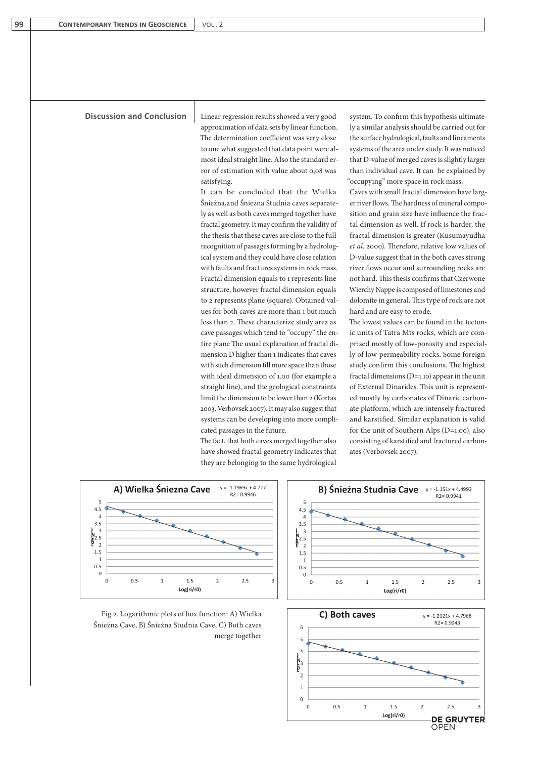## Discussion and Conclusion

Linear regression results showed a very good approximation of data sets by linear function. The determination coefficient was very close to one what suggested that data point were almost ideal straight line. Also the standard error of estimation with value about 0,08 was satisfying.

It can be concluded that the Wielka Śnieżna,and Śnieżna Studnia caves separately as well as both caves merged together have fractal geometry. It may confirm the validity of the thesis that these caves are close to the full recognition of passages forming by a hydrological system and they could have close relation with faults and fractures systems in rock mass. Fractal dimension equals to 1 represents line structure, however fractal dimension equals to 2 represents plane (square). Obtained values for both caves are more than 1 but much less than 2. These characterize study area as cave passages which tend to "occupy" the entire plane The usual explanation of fractal dimension D higher than 1 indicates that caves with such dimension fill more space than those with ideal dimension of 1.00 (for example a straight line), and the geological constraints limit the dimension to be lower than 2 (Kortas 2003, Verbovsek 2007). It may also suggest that systems can be developing into more complicated passages in the future.

The fact, that both caves merged together also have showed fractal geometry indicates that they are belonging to the same hydrological system. To confirm this hypothesis ultimately a similar analysis should be carried out for the surface hydrological, faults and lineaments systems of the area under study. It was noticed that D-value of merged caves is slightly larger than individual cave. It can be explained by "occupying" more space in rock mass.

Caves with small fractal dimension have larger river flows. The hardness of mineral composition and grain size have influence the fractal dimension as well. If rock is harder, the fractal dimension is greater (Kusumayudha *et al.* 2000). Therefore, relative low values of D-value suggest that in the both caves strong river flows occur and surrounding rocks are not hard. This thesis confirms that Czerwone Wierchy Nappe is composed of limestones and dolomite in general. This type of rock are not hard and are easy to erode.

The lowest values can be found in the tectonic units of Tatra Mts rocks, which are comprised mostly of low-porosity and especially of low-permeability rocks. Some foreign study confirm this conclusions. The highest fractal dimensions (D=1.10) appear in the unit of External Dinarides. This unit is represented mostly by carbonates of Dinaric carbonate platform, which are intensely fractured and karstified. Similar explanation is valid for the unit of Southern Alps (D=1.00), also consisting of karstified and fractured carbonates (Verbovsek 2007).

Fig.2. Logarithmic plots of box function: A) Wielka Śnieżna Cave, B) Śnieżna Studnia Cave, C) Both caves merge together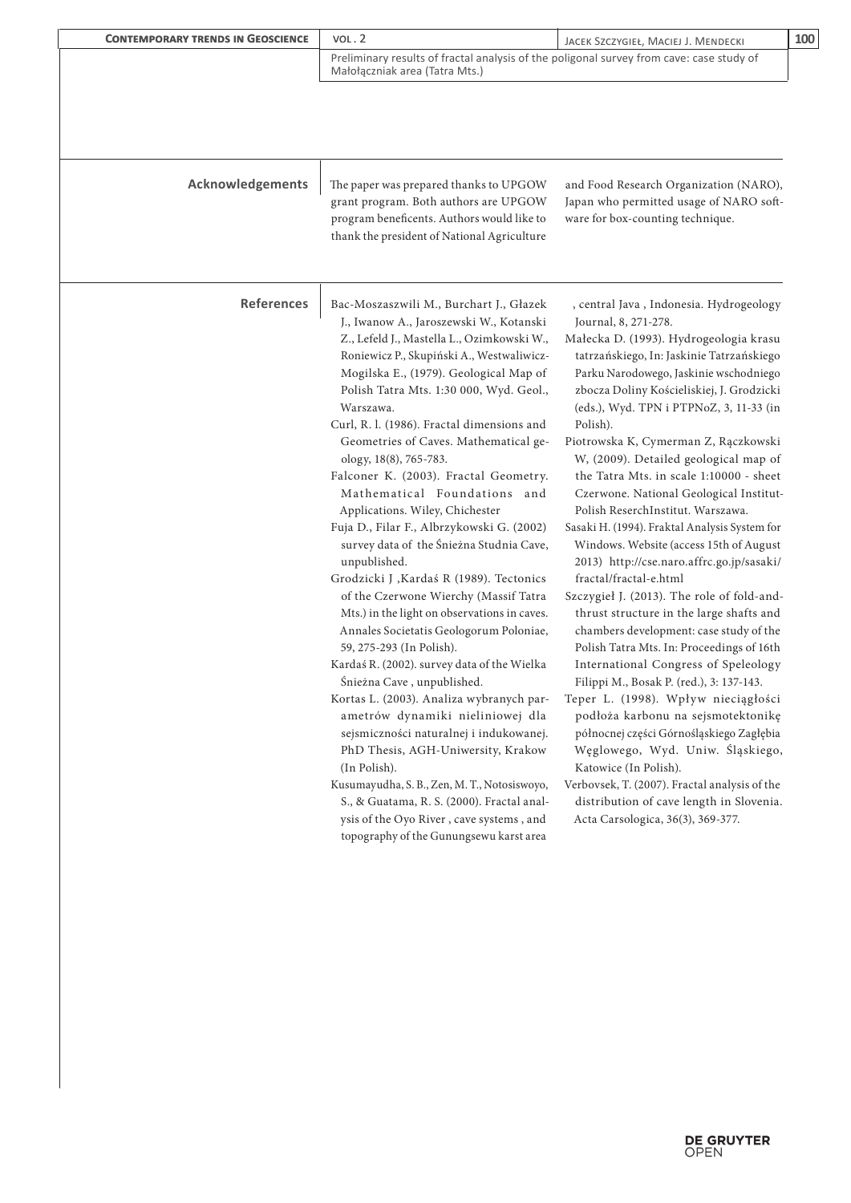## Acknowledgements

The paper was prepared thanks to UPGOW grant program. Both authors are UPGOW program beneficents. Authors would like to thank the president of National Agriculture and Food Research Organization (NARO), Japan who permitted usage of NARO software for box-counting technique.

## References

Bac-Moszaszwili M., Burchart J., Głazek J., Iwanow A., Jaroszewski W., Kotanski Z., Lefeld J., Mastella L., Ozimkowski W., Roniewicz P., Skupiński A., Westwaliwicz-Mogilska E., (1979). Geological Map of Polish Tatra Mts. 1:30 000, Wyd. Geol., Warszawa.

Curl, R. l. (1986). Fractal dimensions and Geometries of Caves. Mathematical geology, 18(8), 765-783.

Falconer K. (2003). Fractal Geometry. Mathematical Foundations and Applications. Wiley, Chichester

Fuja D., Filar F., Albrzykowski G. (2002) survey data of the Śnieżna Studnia Cave, unpublished.

Grodzicki J ,Kardaś R (1989). Tectonics of the Czerwone Wierchy (Massif Tatra Mts.) in the light on observations in caves. Annales Societatis Geologorum Poloniae, 59, 275-293 (In Polish).

Kardaś R. (2002). survey data of the Wielka Śnieżna Cave , unpublished.

Kortas L. (2003). Analiza wybranych parametrów dynamiki nieliniowej dla sejsmiczności naturalnej i indukowanej. PhD Thesis, AGH-Uniwersity, Krakow (In Polish).

Kusumayudha, S. B., Zen, M. T., Notosiswoyo, S., & Guatama, R. S. (2000). Fractal analysis of the Oyo River , cave systems , and topography of the Gunungsewu karst area , central Java , Indonesia. Hydrogeology Journal, 8, 271-278.

Małecka D. (1993). Hydrogeologia krasu tatrzańskiego, In: Jaskinie Tatrzańskiego Parku Narodowego, Jaskinie wschodniego zbocza Doliny Kościeliskiej, J. Grodzicki (eds.), Wyd. TPN i PTPNoZ, 3, 11-33 (in Polish).

Piotrowska K, Cymerman Z, Rączkowski W, (2009). Detailed geological map of the Tatra Mts. in scale 1:10000 - sheet Czerwone. National Geological Institut-Polish ReserchInstitut. Warszawa.

Sasaki H. (1994). Fraktal Analysis System for Windows. Website (access 15th of August 2013) http://cse.naro.affrc.go.jp/sasaki/fractal/fractal-e.html

Szczygieł J. (2013). The role of fold-and-thrust structure in the large shafts and chambers development: case study of the Polish Tatra Mts. In: Proceedings of 16th International Congress of Speleology Filippi M., Bosak P. (red.), 3: 137-143.

Teper L. (1998). Wpływ nieciągłości podłoża karbonu na sejsmotektonikę północnej części Górnośląskiego Zagłębia Węglowego, Wyd. Uniw. Śląskiego, Katowice (In Polish).

Verbovsek, T. (2007). Fractal analysis of the distribution of cave length in Slovenia. Acta Carsologica, 36(3), 369-377.